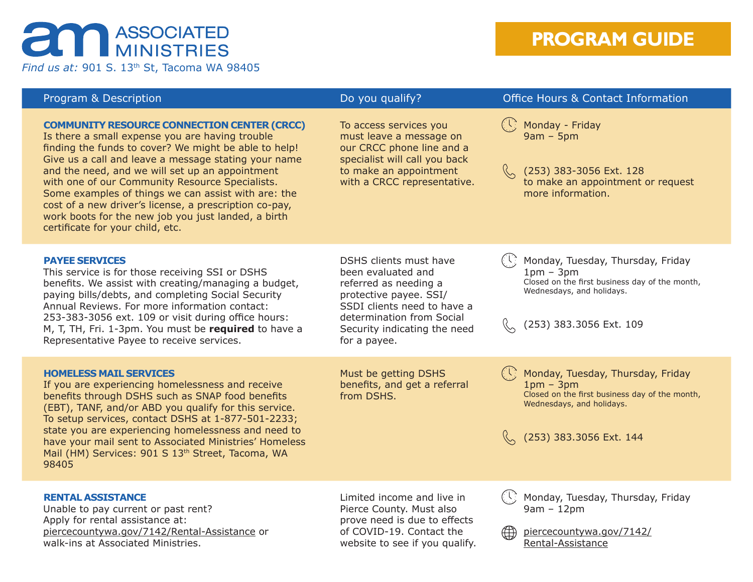# ASSOCIATED MINISTRIES

*Find us at:* 901 S. 13th St, Tacoma WA 98405

## PROGRAM GUIDE

| Program & Description | Do you qualify? | Office Hours & Contact Information |
|---|---|---|
| **COMMUNITY RESOURCE CONNECTION CENTER (CRCC)**<br>Is there a small expense you are having trouble finding the funds to cover? We might be able to help! Give us a call and leave a message stating your name and the need, and we will set up an appointment with one of our Community Resource Specialists. Some examples of things we can assist with are: the cost of a new driver's license, a prescription co-pay, work boots for the new job you just landed, a birth certificate for your child, etc. | To access services you must leave a message on our CRCC phone line and a specialist will call you back to make an appointment with a CRCC representative. | Monday - Friday<br>9am – 5pm<br><br>(253) 383-3056 Ext. 128 to make an appointment or request more information. |
| **PAYEE SERVICES**<br>This service is for those receiving SSI or DSHS benefits. We assist with creating/managing a budget, paying bills/debts, and completing Social Security Annual Reviews. For more information contact: 253-383-3056 ext. 109 or visit during office hours: M, T, TH, Fri. 1-3pm. You must be **required** to have a Representative Payee to receive services. | DSHS clients must have been evaluated and referred as needing a protective payee. SSI/SSDI clients need to have a determination from Social Security indicating the need for a payee. | Monday, Tuesday, Thursday, Friday<br>1pm – 3pm<br>Closed on the first business day of the month, Wednesdays, and holidays.<br><br>(253) 383.3056 Ext. 109 |
| **HOMELESS MAIL SERVICES**<br>If you are experiencing homelessness and receive benefits through DSHS such as SNAP food benefits (EBT), TANF, and/or ABD you qualify for this service. To setup services, contact DSHS at 1-877-501-2233; state you are experiencing homelessness and need to have your mail sent to Associated Ministries' Homeless Mail (HM) Services: 901 S 13th Street, Tacoma, WA 98405 | Must be getting DSHS benefits, and get a referral from DSHS. | Monday, Tuesday, Thursday, Friday<br>1pm – 3pm<br>Closed on the first business day of the month, Wednesdays, and holidays.<br><br>(253) 383.3056 Ext. 144 |
| **RENTAL ASSISTANCE**<br>Unable to pay current or past rent? Apply for rental assistance at: piercecountywa.gov/7142/Rental-Assistance or walk-ins at Associated Ministries. | Limited income and live in Pierce County. Must also prove need is due to effects of COVID-19. Contact the website to see if you qualify. | Monday, Tuesday, Thursday, Friday<br>9am – 12pm<br><br>piercecountywa.gov/7142/Rental-Assistance |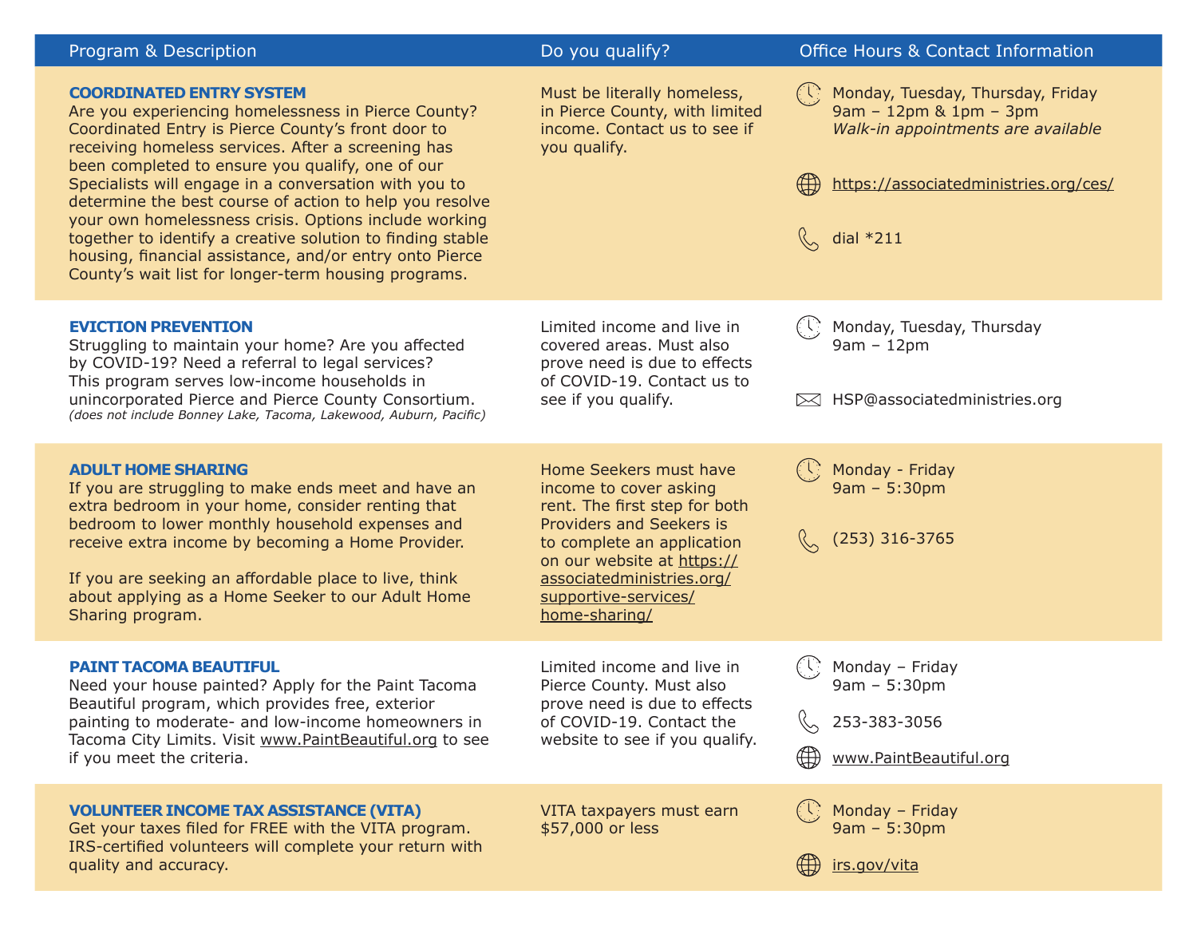| Program & Description | Do you qualify? | Office Hours & Contact Information |
| --- | --- | --- |
| **COORDINATED ENTRY SYSTEM** Are you experiencing homelessness in Pierce County? Coordinated Entry is Pierce County's front door to receiving homeless services. After a screening has been completed to ensure you qualify, one of our Specialists will engage in a conversation with you to determine the best course of action to help you resolve your own homelessness crisis. Options include working together to identify a creative solution to finding stable housing, financial assistance, and/or entry onto Pierce County's wait list for longer-term housing programs. | Must be literally homeless, in Pierce County, with limited income. Contact us to see if you qualify. | Monday, Tuesday, Thursday, Friday 9am – 12pm & 1pm – 3pm *Walk-in appointments are available* <br> https://associatedministries.org/ces/ <br> dial *211 |
| **EVICTION PREVENTION** Struggling to maintain your home? Are you affected by COVID-19? Need a referral to legal services? This program serves low-income households in unincorporated Pierce and Pierce County Consortium. *(does not include Bonney Lake, Tacoma, Lakewood, Auburn, Pacific)* | Limited income and live in covered areas. Must also prove need is due to effects of COVID-19. Contact us to see if you qualify. | Monday, Tuesday, Thursday 9am – 12pm <br> HSP@associatedministries.org |
| **ADULT HOME SHARING** If you are struggling to make ends meet and have an extra bedroom in your home, consider renting that bedroom to lower monthly household expenses and receive extra income by becoming a Home Provider. <br><br> If you are seeking an affordable place to live, think about applying as a Home Seeker to our Adult Home Sharing program. | Home Seekers must have income to cover asking rent. The first step for both Providers and Seekers is to complete an application on our website at https://associatedministries.org/supportive-services/home-sharing/ | Monday - Friday 9am – 5:30pm <br> (253) 316-3765 |
| **PAINT TACOMA BEAUTIFUL** Need your house painted? Apply for the Paint Tacoma Beautiful program, which provides free, exterior painting to moderate- and low-income homeowners in Tacoma City Limits. Visit www.PaintBeautiful.org to see if you meet the criteria. | Limited income and live in Pierce County. Must also prove need is due to effects of COVID-19. Contact the website to see if you qualify. | Monday – Friday 9am – 5:30pm <br> 253-383-3056 <br> www.PaintBeautiful.org |
| **VOLUNTEER INCOME TAX ASSISTANCE (VITA)** Get your taxes filed for FREE with the VITA program. IRS-certified volunteers will complete your return with quality and accuracy. | VITA taxpayers must earn $57,000 or less | Monday – Friday 9am – 5:30pm <br> irs.gov/vita |